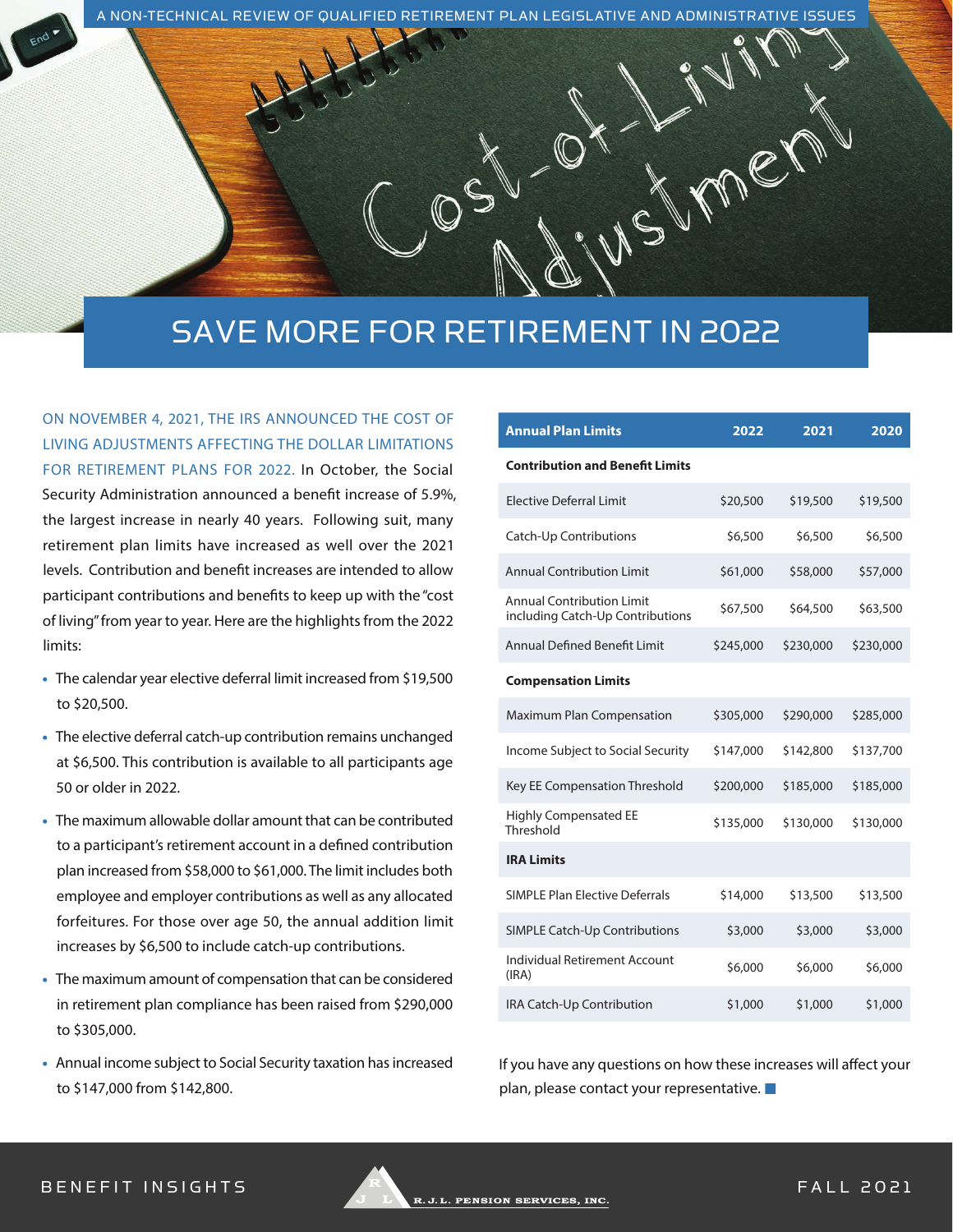A NON-TECHNICAL REVIEW OF QUALIFIED RETIREMENT PLAN LEGISLATIVE AND ADMINISTRATIVE ISSUES

Cost-of-Living Adjustment

# SAVE MORE FOR RETIREMENT IN 2022

ON NOVEMBER 4, 2021, THE IRS ANNOUNCED THE COST OF LIVING ADJUSTMENTS AFFECTING THE DOLLAR LIMITATIONS FOR RETIREMENT PLANS FOR 2022. In October, the Social Security Administration announced a benefit increase of 5.9%, the largest increase in nearly 40 years. Following suit, many retirement plan limits have increased as well over the 2021 levels. Contribution and benefit increases are intended to allow participant contributions and benefits to keep up with the "cost of living" from year to year. Here are the highlights from the 2022 limits:

- The calendar year elective deferral limit increased from $19,500 to $20,500.
- The elective deferral catch-up contribution remains unchanged at $6,500. This contribution is available to all participants age 50 or older in 2022.
- The maximum allowable dollar amount that can be contributed to a participant's retirement account in a defined contribution plan increased from $58,000 to $61,000. The limit includes both employee and employer contributions as well as any allocated forfeitures. For those over age 50, the annual addition limit increases by $6,500 to include catch-up contributions.
- The maximum amount of compensation that can be considered in retirement plan compliance has been raised from $290,000 to $305,000.
- Annual income subject to Social Security taxation has increased to $147,000 from $142,800.

| Annual Plan Limits | 2022 | 2021 | 2020 |
|---|---|---|---|
| **Contribution and Benefit Limits** | | | |
| Elective Deferral Limit | $20,500 | $19,500 | $19,500 |
| Catch-Up Contributions | $6,500 | $6,500 | $6,500 |
| Annual Contribution Limit | $61,000 | $58,000 | $57,000 |
| Annual Contribution Limit including Catch-Up Contributions | $67,500 | $64,500 | $63,500 |
| Annual Defined Benefit Limit | $245,000 | $230,000 | $230,000 |
| **Compensation Limits** | | | |
| Maximum Plan Compensation | $305,000 | $290,000 | $285,000 |
| Income Subject to Social Security | $147,000 | $142,800 | $137,700 |
| Key EE Compensation Threshold | $200,000 | $185,000 | $185,000 |
| Highly Compensated EE Threshold | $135,000 | $130,000 | $130,000 |
| **IRA Limits** | | | |
| SIMPLE Plan Elective Deferrals | $14,000 | $13,500 | $13,500 |
| SIMPLE Catch-Up Contributions | $3,000 | $3,000 | $3,000 |
| Individual Retirement Account (IRA) | $6,000 | $6,000 | $6,000 |
| IRA Catch-Up Contribution | $1,000 | $1,000 | $1,000 |

If you have any questions on how these increases will affect your plan, please contact your representative.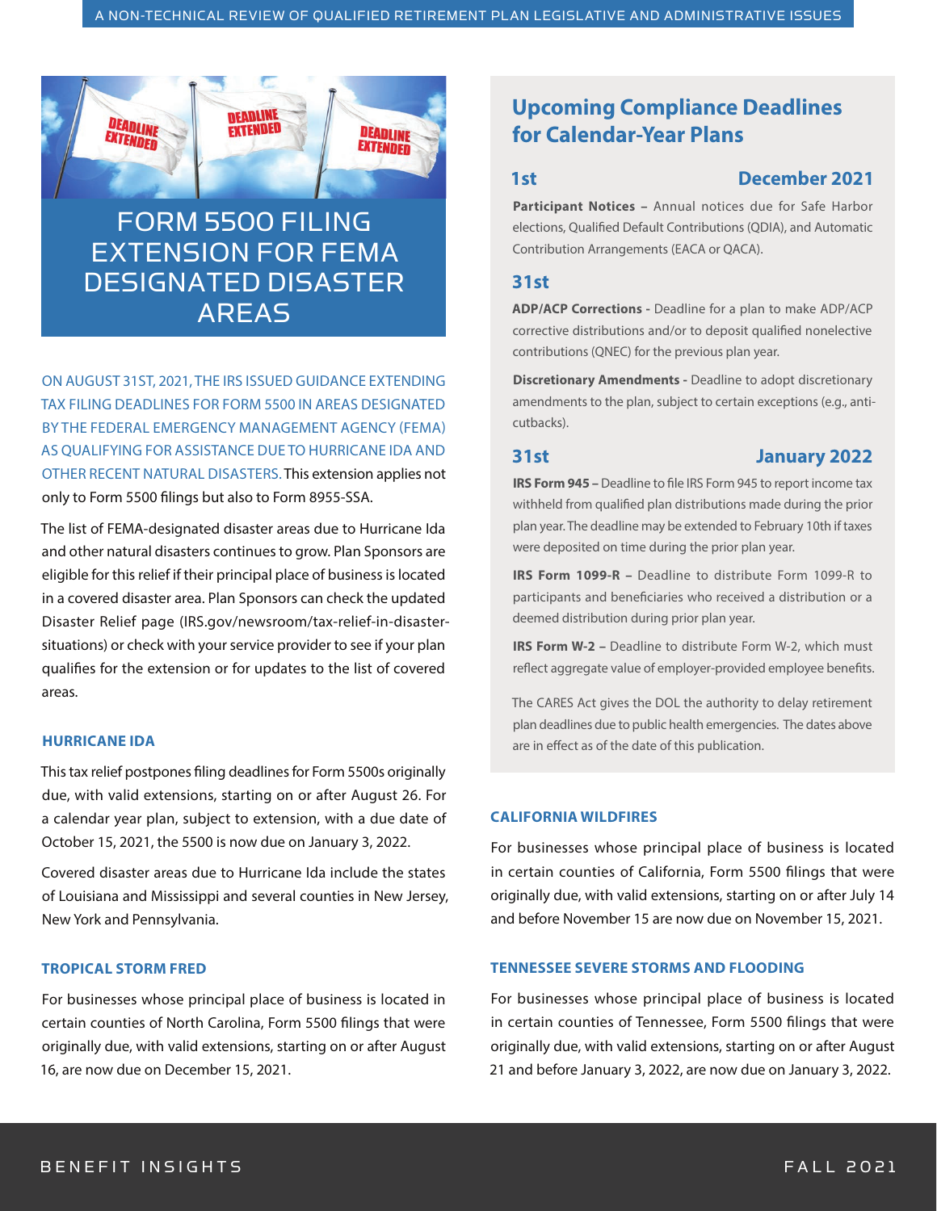# FORM 5500 FILING EXTENSION FOR FEMA DESIGNATED DISASTER AREAS

ON AUGUST 31ST, 2021, THE IRS ISSUED GUIDANCE EXTENDING TAX FILING DEADLINES FOR FORM 5500 IN AREAS DESIGNATED BY THE FEDERAL EMERGENCY MANAGEMENT AGENCY (FEMA) AS QUALIFYING FOR ASSISTANCE DUE TO HURRICANE IDA AND OTHER RECENT NATURAL DISASTERS. This extension applies not only to Form 5500 filings but also to Form 8955-SSA.

The list of FEMA-designated disaster areas due to Hurricane Ida and other natural disasters continues to grow. Plan Sponsors are eligible for this relief if their principal place of business is located in a covered disaster area. Plan Sponsors can check the updated Disaster Relief page (IRS.gov/newsroom/tax-relief-in-disaster-situations) or check with your service provider to see if your plan qualifies for the extension or for updates to the list of covered areas.

### HURRICANE IDA

This tax relief postpones filing deadlines for Form 5500s originally due, with valid extensions, starting on or after August 26. For a calendar year plan, subject to extension, with a due date of October 15, 2021, the 5500 is now due on January 3, 2022.

Covered disaster areas due to Hurricane Ida include the states of Louisiana and Mississippi and several counties in New Jersey, New York and Pennsylvania.

### TROPICAL STORM FRED

For businesses whose principal place of business is located in certain counties of North Carolina, Form 5500 filings that were originally due, with valid extensions, starting on or after August 16, are now due on December 15, 2021.

### CALIFORNIA WILDFIRES

For businesses whose principal place of business is located in certain counties of California, Form 5500 filings that were originally due, with valid extensions, starting on or after July 14 and before November 15 are now due on November 15, 2021.

### TENNESSEE SEVERE STORMS AND FLOODING

For businesses whose principal place of business is located in certain counties of Tennessee, Form 5500 filings that were originally due, with valid extensions, starting on or after August 21 and before January 3, 2022, are now due on January 3, 2022.

## Upcoming Compliance Deadlines for Calendar-Year Plans

### 1st December 2021

**Participant Notices –** Annual notices due for Safe Harbor elections, Qualified Default Contributions (QDIA), and Automatic Contribution Arrangements (EACA or QACA).

### 31st

**ADP/ACP Corrections -** Deadline for a plan to make ADP/ACP corrective distributions and/or to deposit qualified nonelective contributions (QNEC) for the previous plan year.

**Discretionary Amendments -** Deadline to adopt discretionary amendments to the plan, subject to certain exceptions (e.g., anti-cutbacks).

### 31st January 2022

**IRS Form 945 –** Deadline to file IRS Form 945 to report income tax withheld from qualified plan distributions made during the prior plan year. The deadline may be extended to February 10th if taxes were deposited on time during the prior plan year.

**IRS Form 1099-R –** Deadline to distribute Form 1099-R to participants and beneficiaries who received a distribution or a deemed distribution during prior plan year.

**IRS Form W-2 –** Deadline to distribute Form W-2, which must reflect aggregate value of employer-provided employee benefits.

The CARES Act gives the DOL the authority to delay retirement plan deadlines due to public health emergencies. The dates above are in effect as of the date of this publication.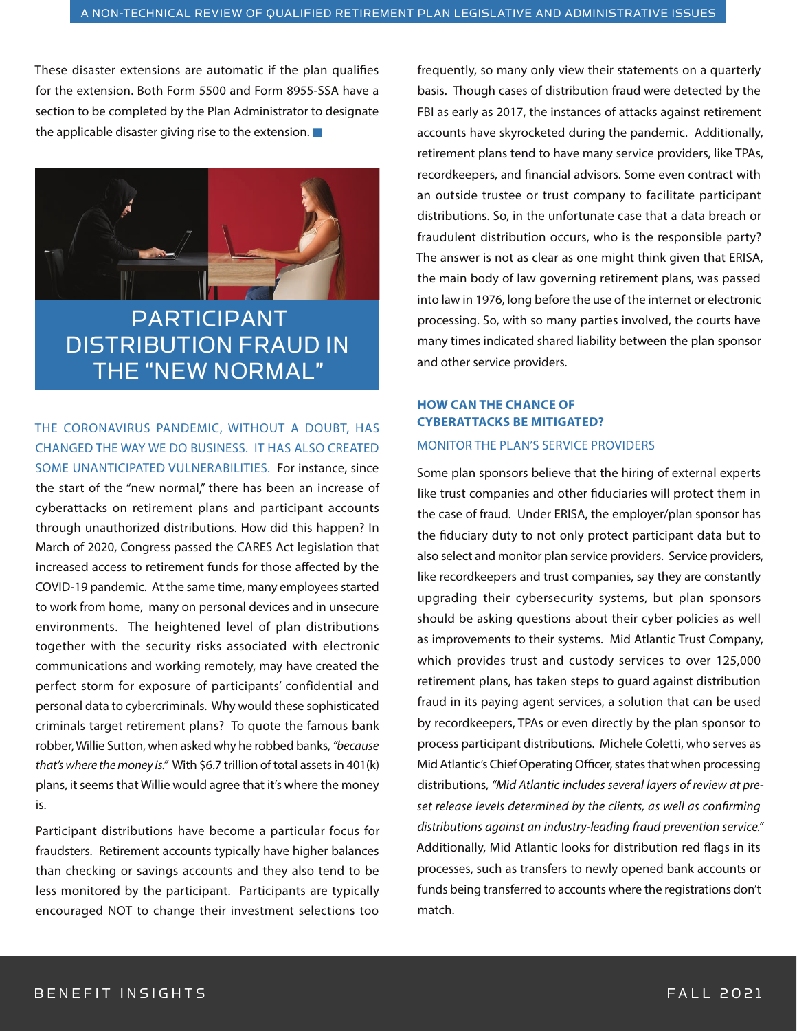These disaster extensions are automatic if the plan qualifies for the extension. Both Form 5500 and Form 8955-SSA have a section to be completed by the Plan Administrator to designate the applicable disaster giving rise to the extension.

## PARTICIPANT DISTRIBUTION FRAUD IN THE "NEW NORMAL"

THE CORONAVIRUS PANDEMIC, WITHOUT A DOUBT, HAS CHANGED THE WAY WE DO BUSINESS. IT HAS ALSO CREATED SOME UNANTICIPATED VULNERABILITIES. For instance, since the start of the "new normal," there has been an increase of cyberattacks on retirement plans and participant accounts through unauthorized distributions. How did this happen? In March of 2020, Congress passed the CARES Act legislation that increased access to retirement funds for those affected by the COVID-19 pandemic. At the same time, many employees started to work from home, many on personal devices and in unsecure environments. The heightened level of plan distributions together with the security risks associated with electronic communications and working remotely, may have created the perfect storm for exposure of participants' confidential and personal data to cybercriminals. Why would these sophisticated criminals target retirement plans? To quote the famous bank robber, Willie Sutton, when asked why he robbed banks, *"because that's where the money is."* With $6.7 trillion of total assets in 401(k) plans, it seems that Willie would agree that it's where the money is.

Participant distributions have become a particular focus for fraudsters. Retirement accounts typically have higher balances than checking or savings accounts and they also tend to be less monitored by the participant. Participants are typically encouraged NOT to change their investment selections too frequently, so many only view their statements on a quarterly basis. Though cases of distribution fraud were detected by the FBI as early as 2017, the instances of attacks against retirement accounts have skyrocketed during the pandemic. Additionally, retirement plans tend to have many service providers, like TPAs, recordkeepers, and financial advisors. Some even contract with an outside trustee or trust company to facilitate participant distributions. So, in the unfortunate case that a data breach or fraudulent distribution occurs, who is the responsible party? The answer is not as clear as one might think given that ERISA, the main body of law governing retirement plans, was passed into law in 1976, long before the use of the internet or electronic processing. So, with so many parties involved, the courts have many times indicated shared liability between the plan sponsor and other service providers.

### HOW CAN THE CHANCE OF CYBERATTACKS BE MITIGATED?

#### MONITOR THE PLAN'S SERVICE PROVIDERS

Some plan sponsors believe that the hiring of external experts like trust companies and other fiduciaries will protect them in the case of fraud. Under ERISA, the employer/plan sponsor has the fiduciary duty to not only protect participant data but to also select and monitor plan service providers. Service providers, like recordkeepers and trust companies, say they are constantly upgrading their cybersecurity systems, but plan sponsors should be asking questions about their cyber policies as well as improvements to their systems. Mid Atlantic Trust Company, which provides trust and custody services to over 125,000 retirement plans, has taken steps to guard against distribution fraud in its paying agent services, a solution that can be used by recordkeepers, TPAs or even directly by the plan sponsor to process participant distributions. Michele Coletti, who serves as Mid Atlantic's Chief Operating Officer, states that when processing distributions, *"Mid Atlantic includes several layers of review at pre-set release levels determined by the clients, as well as confirming distributions against an industry-leading fraud prevention service."* Additionally, Mid Atlantic looks for distribution red flags in its processes, such as transfers to newly opened bank accounts or funds being transferred to accounts where the registrations don't match.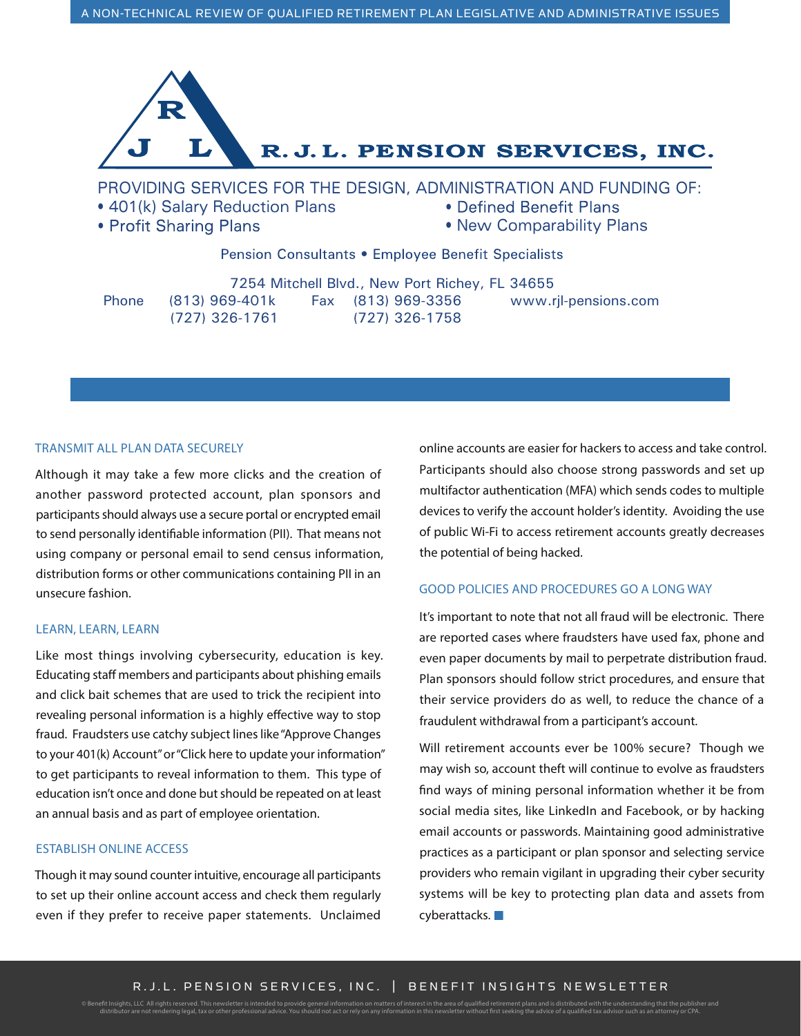A NON-TECHNICAL REVIEW OF QUALIFIED RETIREMENT PLAN LEGISLATIVE AND ADMINISTRATIVE ISSUES

# R. J. L. PENSION SERVICES, INC.

PROVIDING SERVICES FOR THE DESIGN, ADMINISTRATION AND FUNDING OF:

- 401(k) Salary Reduction Plans
- Profit Sharing Plans
- Defined Benefit Plans
- New Comparability Plans

Pension Consultants • Employee Benefit Specialists

7254 Mitchell Blvd., New Port Richey, FL 34655

Phone (813) 969-401k (727) 326-1761 Fax (813) 969-3356 (727) 326-1758 www.rjl-pensions.com

## TRANSMIT ALL PLAN DATA SECURELY

Although it may take a few more clicks and the creation of another password protected account, plan sponsors and participants should always use a secure portal or encrypted email to send personally identifiable information (PII). That means not using company or personal email to send census information, distribution forms or other communications containing PII in an unsecure fashion.

## LEARN, LEARN, LEARN

Like most things involving cybersecurity, education is key. Educating staff members and participants about phishing emails and click bait schemes that are used to trick the recipient into revealing personal information is a highly effective way to stop fraud. Fraudsters use catchy subject lines like "Approve Changes to your 401(k) Account" or "Click here to update your information" to get participants to reveal information to them. This type of education isn't once and done but should be repeated on at least an annual basis and as part of employee orientation.

## ESTABLISH ONLINE ACCESS

Though it may sound counter intuitive, encourage all participants to set up their online account access and check them regularly even if they prefer to receive paper statements. Unclaimed online accounts are easier for hackers to access and take control. Participants should also choose strong passwords and set up multifactor authentication (MFA) which sends codes to multiple devices to verify the account holder's identity. Avoiding the use of public Wi-Fi to access retirement accounts greatly decreases the potential of being hacked.

## GOOD POLICIES AND PROCEDURES GO A LONG WAY

It's important to note that not all fraud will be electronic. There are reported cases where fraudsters have used fax, phone and even paper documents by mail to perpetrate distribution fraud. Plan sponsors should follow strict procedures, and ensure that their service providers do as well, to reduce the chance of a fraudulent withdrawal from a participant's account.

Will retirement accounts ever be 100% secure? Though we may wish so, account theft will continue to evolve as fraudsters find ways of mining personal information whether it be from social media sites, like LinkedIn and Facebook, or by hacking email accounts or passwords. Maintaining good administrative practices as a participant or plan sponsor and selecting service providers who remain vigilant in upgrading their cyber security systems will be key to protecting plan data and assets from cyberattacks.

R.J.L. PENSION SERVICES, INC. | BENEFIT INSIGHTS NEWSLETTER

© Benefit Insights, LLC All rights reserved. This newsletter is intended to provide general information on matters of interest in the area of qualified retirement plans and is distributed with the understanding that the publisher and distributor are not rendering legal, tax or other professional advice. You should not act or rely on any information in this newsletter without first seeking the advice of a qualified tax advisor such as an attorney or CPA.